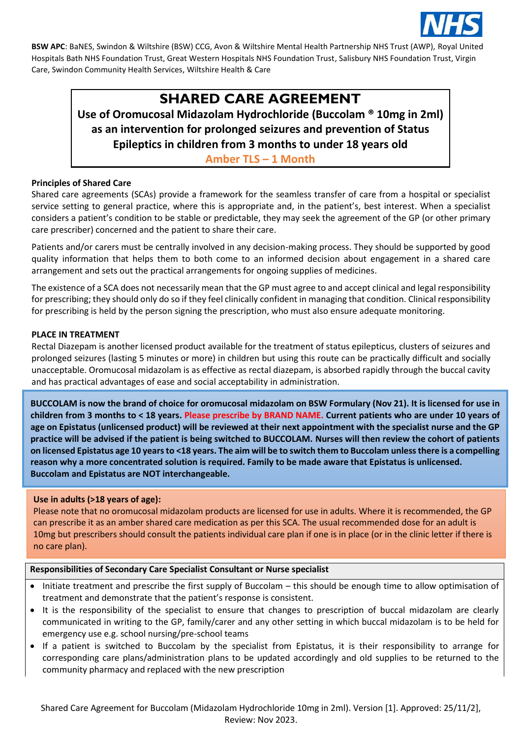**BSW APC**: BaNES, Swindon & Wiltshire (BSW) CCG, Avon & Wiltshire Mental Health Partnership NHS Trust (AWP), Royal United Hospitals Bath NHS Foundation Trust, Great Western Hospitals NHS Foundation Trust, Salisbury NHS Foundation Trust, Virgin Care, Swindon Community Health Services, Wiltshire Health & Care

# SHARED CARE AGREEMENT

## Use of Oromucosal Midazolam Hydrochloride (Buccolam ® 10mg in 2ml) as an intervention for prolonged seizures and prevention of Status Epileptics in children from 3 months to under 18 years old

**Amber TLS – 1 Month**

### Principles of Shared Care

Shared care agreements (SCAs) provide a framework for the seamless transfer of care from a hospital or specialist service setting to general practice, where this is appropriate and, in the patient's, best interest. When a specialist considers a patient's condition to be stable or predictable, they may seek the agreement of the GP (or other primary care prescriber) concerned and the patient to share their care.

Patients and/or carers must be centrally involved in any decision-making process. They should be supported by good quality information that helps them to both come to an informed decision about engagement in a shared care arrangement and sets out the practical arrangements for ongoing supplies of medicines.

The existence of a SCA does not necessarily mean that the GP must agree to and accept clinical and legal responsibility for prescribing; they should only do so if they feel clinically confident in managing that condition. Clinical responsibility for prescribing is held by the person signing the prescription, who must also ensure adequate monitoring.

### PLACE IN TREATMENT

Rectal Diazepam is another licensed product available for the treatment of status epilepticus, clusters of seizures and prolonged seizures (lasting 5 minutes or more) in children but using this route can be practically difficult and socially unacceptable. Oromucosal midazolam is as effective as rectal diazepam, is absorbed rapidly through the buccal cavity and has practical advantages of ease and social acceptability in administration.

**BUCCOLAM is now the brand of choice for oromucosal midazolam on BSW Formulary (Nov 21). It is licensed for use in children from 3 months to < 18 years. Please prescribe by BRAND NAME. Current patients who are under 10 years of age on Epistatus (unlicensed product) will be reviewed at their next appointment with the specialist nurse and the GP practice will be advised if the patient is being switched to BUCCOLAM. Nurses will then review the cohort of patients on licensed Epistatus age 10 years to <18 years. The aim will be to switch them to Buccolam unless there is a compelling reason why a more concentrated solution is required. Family to be made aware that Epistatus is unlicensed. Buccolam and Epistatus are NOT interchangeable.**

**Use in adults (>18 years of age):**

Please note that no oromucosal midazolam products are licensed for use in adults. Where it is recommended, the GP can prescribe it as an amber shared care medication as per this SCA. The usual recommended dose for an adult is 10mg but prescribers should consult the patients individual care plan if one is in place (or in the clinic letter if there is no care plan).

**Responsibilities of Secondary Care Specialist Consultant or Nurse specialist**

- Initiate treatment and prescribe the first supply of Buccolam – this should be enough time to allow optimisation of treatment and demonstrate that the patient's response is consistent.
- It is the responsibility of the specialist to ensure that changes to prescription of buccal midazolam are clearly communicated in writing to the GP, family/carer and any other setting in which buccal midazolam is to be held for emergency use e.g. school nursing/pre-school teams
- If a patient is switched to Buccolam by the specialist from Epistatus, it is their responsibility to arrange for corresponding care plans/administration plans to be updated accordingly and old supplies to be returned to the community pharmacy and replaced with the new prescription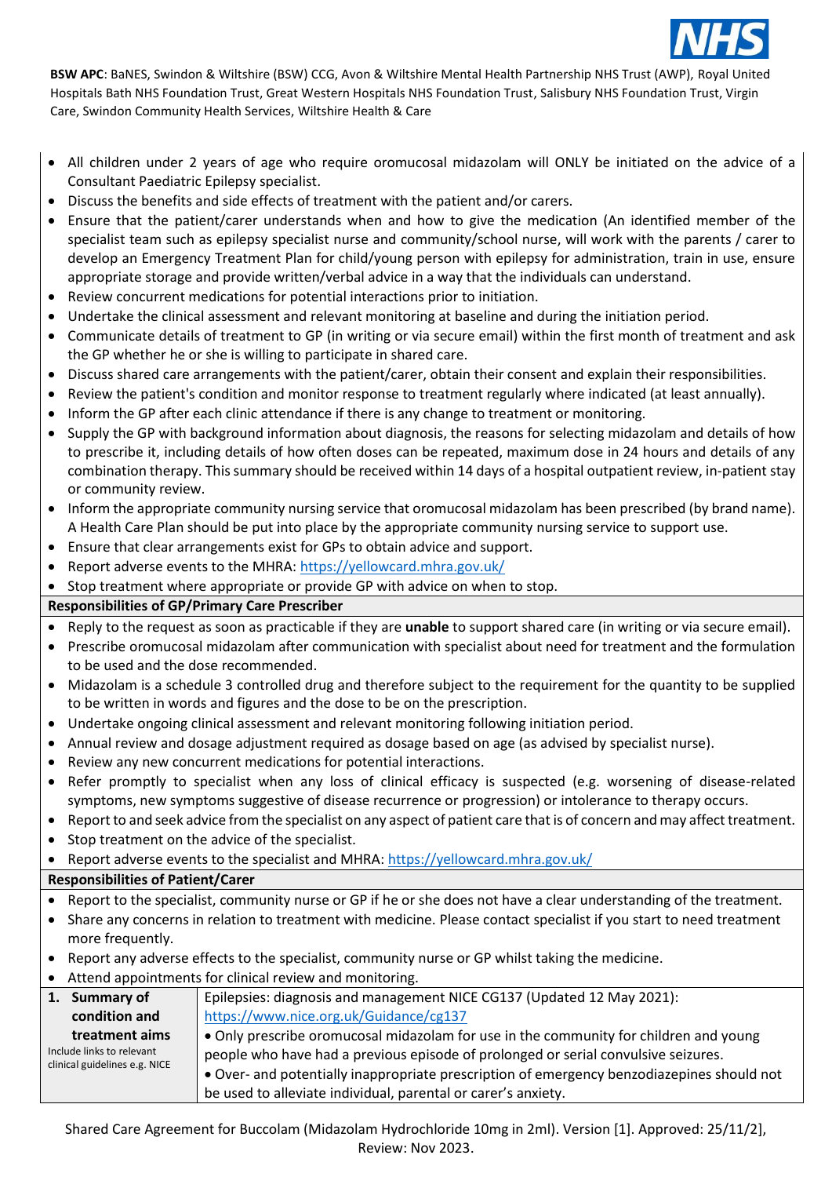- All children under 2 years of age who require oromucosal midazolam will ONLY be initiated on the advice of a Consultant Paediatric Epilepsy specialist.
- Discuss the benefits and side effects of treatment with the patient and/or carers.
- Ensure that the patient/carer understands when and how to give the medication (An identified member of the specialist team such as epilepsy specialist nurse and community/school nurse, will work with the parents / carer to develop an Emergency Treatment Plan for child/young person with epilepsy for administration, train in use, ensure appropriate storage and provide written/verbal advice in a way that the individuals can understand.
- Review concurrent medications for potential interactions prior to initiation.
- Undertake the clinical assessment and relevant monitoring at baseline and during the initiation period.
- Communicate details of treatment to GP (in writing or via secure email) within the first month of treatment and ask the GP whether he or she is willing to participate in shared care.
- Discuss shared care arrangements with the patient/carer, obtain their consent and explain their responsibilities.
- Review the patient's condition and monitor response to treatment regularly where indicated (at least annually).
- Inform the GP after each clinic attendance if there is any change to treatment or monitoring.
- Supply the GP with background information about diagnosis, the reasons for selecting midazolam and details of how to prescribe it, including details of how often doses can be repeated, maximum dose in 24 hours and details of any combination therapy. This summary should be received within 14 days of a hospital outpatient review, in-patient stay or community review.
- Inform the appropriate community nursing service that oromucosal midazolam has been prescribed (by brand name). A Health Care Plan should be put into place by the appropriate community nursing service to support use.
- Ensure that clear arrangements exist for GPs to obtain advice and support.
- Report adverse events to the MHRA: https://yellowcard.mhra.gov.uk/
- Stop treatment where appropriate or provide GP with advice on when to stop.

**Responsibilities of GP/Primary Care Prescriber**

- Reply to the request as soon as practicable if they are **unable** to support shared care (in writing or via secure email).
- Prescribe oromucosal midazolam after communication with specialist about need for treatment and the formulation to be used and the dose recommended.
- Midazolam is a schedule 3 controlled drug and therefore subject to the requirement for the quantity to be supplied to be written in words and figures and the dose to be on the prescription.
- Undertake ongoing clinical assessment and relevant monitoring following initiation period.
- Annual review and dosage adjustment required as dosage based on age (as advised by specialist nurse).
- Review any new concurrent medications for potential interactions.
- Refer promptly to specialist when any loss of clinical efficacy is suspected (e.g. worsening of disease-related symptoms, new symptoms suggestive of disease recurrence or progression) or intolerance to therapy occurs.
- Report to and seek advice from the specialist on any aspect of patient care that is of concern and may affect treatment.
- Stop treatment on the advice of the specialist.
- Report adverse events to the specialist and MHRA: https://yellowcard.mhra.gov.uk/

**Responsibilities of Patient/Carer**

- Report to the specialist, community nurse or GP if he or she does not have a clear understanding of the treatment.
- Share any concerns in relation to treatment with medicine. Please contact specialist if you start to need treatment more frequently.
- Report any adverse effects to the specialist, community nurse or GP whilst taking the medicine.
- Attend appointments for clinical review and monitoring.

| | |
|---|---|
| **1. Summary of condition and treatment aims**<br>Include links to relevant clinical guidelines e.g. NICE | Epilepsies: diagnosis and management NICE CG137 (Updated 12 May 2021): https://www.nice.org.uk/Guidance/cg137<br>• Only prescribe oromucosal midazolam for use in the community for children and young people who have had a previous episode of prolonged or serial convulsive seizures.<br>• Over- and potentially inappropriate prescription of emergency benzodiazepines should not be used to alleviate individual, parental or carer's anxiety. |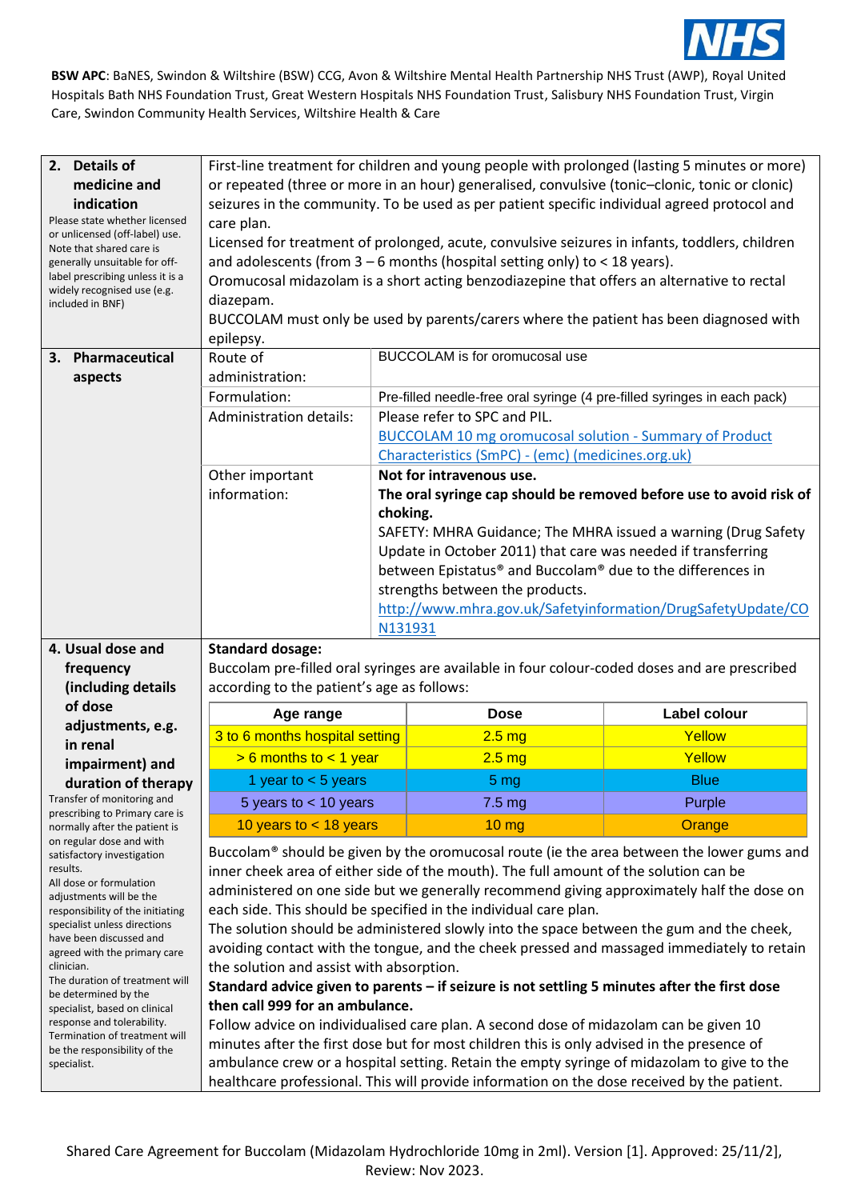**BSW APC**: BaNES, Swindon & Wiltshire (BSW) CCG, Avon & Wiltshire Mental Health Partnership NHS Trust (AWP), Royal United Hospitals Bath NHS Foundation Trust, Great Western Hospitals NHS Foundation Trust, Salisbury NHS Foundation Trust, Virgin Care, Swindon Community Health Services, Wiltshire Health & Care

## 2. Details of medicine and indication

*Please state whether licensed or unlicensed (off-label) use. Note that shared care is generally unsuitable for off-label prescribing unless it is a widely recognised use (e.g. included in BNF)*

First-line treatment for children and young people with prolonged (lasting 5 minutes or more) or repeated (three or more in an hour) generalised, convulsive (tonic–clonic, tonic or clonic) seizures in the community. To be used as per patient specific individual agreed protocol and care plan.

Licensed for treatment of prolonged, acute, convulsive seizures in infants, toddlers, children and adolescents (from 3 – 6 months (hospital setting only) to < 18 years).

Oromucosal midazolam is a short acting benzodiazepine that offers an alternative to rectal diazepam.

BUCCOLAM must only be used by parents/carers where the patient has been diagnosed with epilepsy.

## 3. Pharmaceutical aspects

| | |
|---|---|
| Route of administration: | BUCCOLAM is for oromucosal use |
| Formulation: | Pre-filled needle-free oral syringe (4 pre-filled syringes in each pack) |
| Administration details: | Please refer to SPC and PIL. BUCCOLAM 10 mg oromucosal solution - Summary of Product Characteristics (SmPC) - (emc) (medicines.org.uk) |
| Other important information: | **Not for intravenous use.** **The oral syringe cap should be removed before use to avoid risk of choking.** SAFETY: MHRA Guidance; The MHRA issued a warning (Drug Safety Update in October 2011) that care was needed if transferring between Epistatus® and Buccolam® due to the differences in strengths between the products. http://www.mhra.gov.uk/Safetyinformation/DrugSafetyUpdate/CON131931 |

## 4. Usual dose and frequency (including details of dose adjustments, e.g. in renal impairment) and duration of therapy

*Transfer of monitoring and prescribing to Primary care is normally after the patient is on regular dose and with satisfactory investigation results.*

*All dose or formulation adjustments will be the responsibility of the initiating specialist unless directions have been discussed and agreed with the primary care clinician.*

*The duration of treatment will be determined by the specialist, based on clinical response and tolerability.*

*Termination of treatment will be the responsibility of the specialist.*

**Standard dosage:**

Buccolam pre-filled oral syringes are available in four colour-coded doses and are prescribed according to the patient's age as follows:

| Age range | Dose | Label colour |
|---|---|---|
| 3 to 6 months hospital setting | 2.5 mg | Yellow |
| > 6 months to < 1 year | 2.5 mg | Yellow |
| 1 year to < 5 years | 5 mg | Blue |
| 5 years to < 10 years | 7.5 mg | Purple |
| 10 years to < 18 years | 10 mg | Orange |

Buccolam® should be given by the oromucosal route (ie the area between the lower gums and inner cheek area of either side of the mouth). The full amount of the solution can be administered on one side but we generally recommend giving approximately half the dose on each side. This should be specified in the individual care plan.

The solution should be administered slowly into the space between the gum and the cheek, avoiding contact with the tongue, and the cheek pressed and massaged immediately to retain the solution and assist with absorption.

**Standard advice given to parents – if seizure is not settling 5 minutes after the first dose then call 999 for an ambulance.**

Follow advice on individualised care plan. A second dose of midazolam can be given 10 minutes after the first dose but for most children this is only advised in the presence of ambulance crew or a hospital setting. Retain the empty syringe of midazolam to give to the healthcare professional. This will provide information on the dose received by the patient.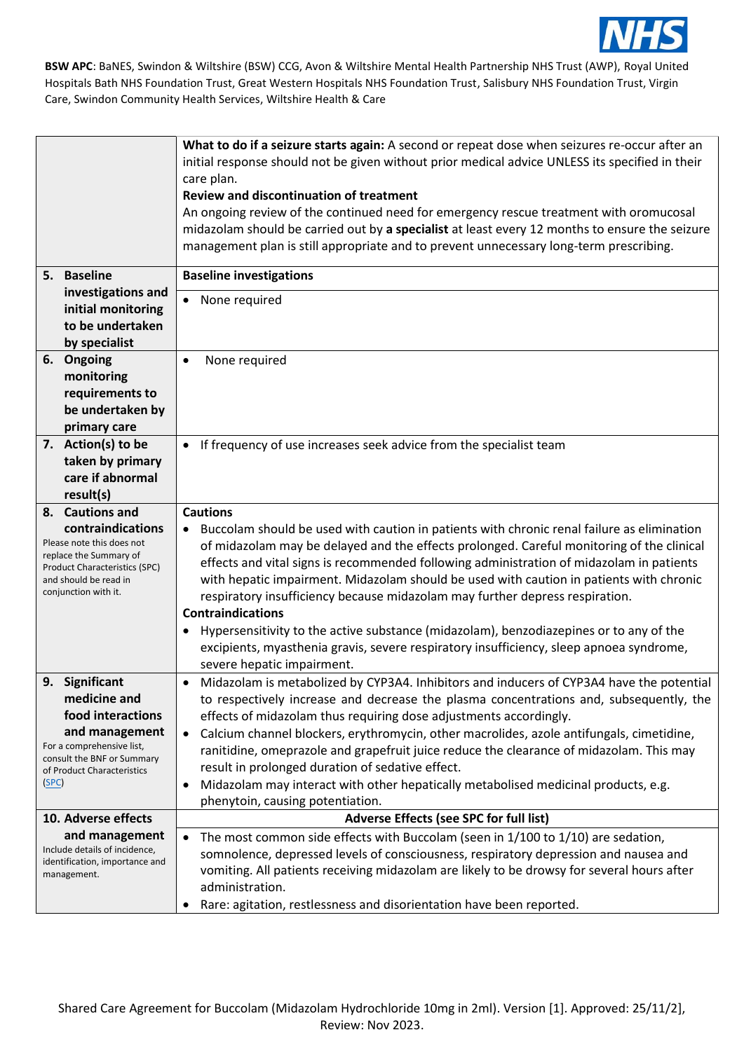| | |
|---|---|
| | **What to do if a seizure starts again:** A second or repeat dose when seizures re-occur after an initial response should not be given without prior medical advice UNLESS its specified in their care plan.<br>**Review and discontinuation of treatment**<br>An ongoing review of the continued need for emergency rescue treatment with oromucosal midazolam should be carried out by **a specialist** at least every 12 months to ensure the seizure management plan is still appropriate and to prevent unnecessary long-term prescribing. |
| **5. Baseline investigations and initial monitoring to be undertaken by specialist** | **Baseline investigations**<br>• None required |
| **6. Ongoing monitoring requirements to be undertaken by primary care** | • None required |
| **7. Action(s) to be taken by primary care if abnormal result(s)** | • If frequency of use increases seek advice from the specialist team |
| **8. Cautions and contraindications**<br>Please note this does not replace the Summary of Product Characteristics (SPC) and should be read in conjunction with it. | **Cautions**<br>• Buccolam should be used with caution in patients with chronic renal failure as elimination of midazolam may be delayed and the effects prolonged. Careful monitoring of the clinical effects and vital signs is recommended following administration of midazolam in patients with hepatic impairment. Midazolam should be used with caution in patients with chronic respiratory insufficiency because midazolam may further depress respiration.<br>**Contraindications**<br>• Hypersensitivity to the active substance (midazolam), benzodiazepines or to any of the excipients, myasthenia gravis, severe respiratory insufficiency, sleep apnoea syndrome, severe hepatic impairment. |
| **9. Significant medicine and food interactions and management**<br>For a comprehensive list, consult the BNF or Summary of Product Characteristics (SPC) | • Midazolam is metabolized by CYP3A4. Inhibitors and inducers of CYP3A4 have the potential to respectively increase and decrease the plasma concentrations and, subsequently, the effects of midazolam thus requiring dose adjustments accordingly.<br>• Calcium channel blockers, erythromycin, other macrolides, azole antifungals, cimetidine, ranitidine, omeprazole and grapefruit juice reduce the clearance of midazolam. This may result in prolonged duration of sedative effect.<br>• Midazolam may interact with other hepatically metabolised medicinal products, e.g. phenytoin, causing potentiation. |
| **10. Adverse effects and management**<br>Include details of incidence, identification, importance and management. | **Adverse Effects (see SPC for full list)**<br>• The most common side effects with Buccolam (seen in 1/100 to 1/10) are sedation, somnolence, depressed levels of consciousness, respiratory depression and nausea and vomiting. All patients receiving midazolam are likely to be drowsy for several hours after administration.<br>• Rare: agitation, restlessness and disorientation have been reported. |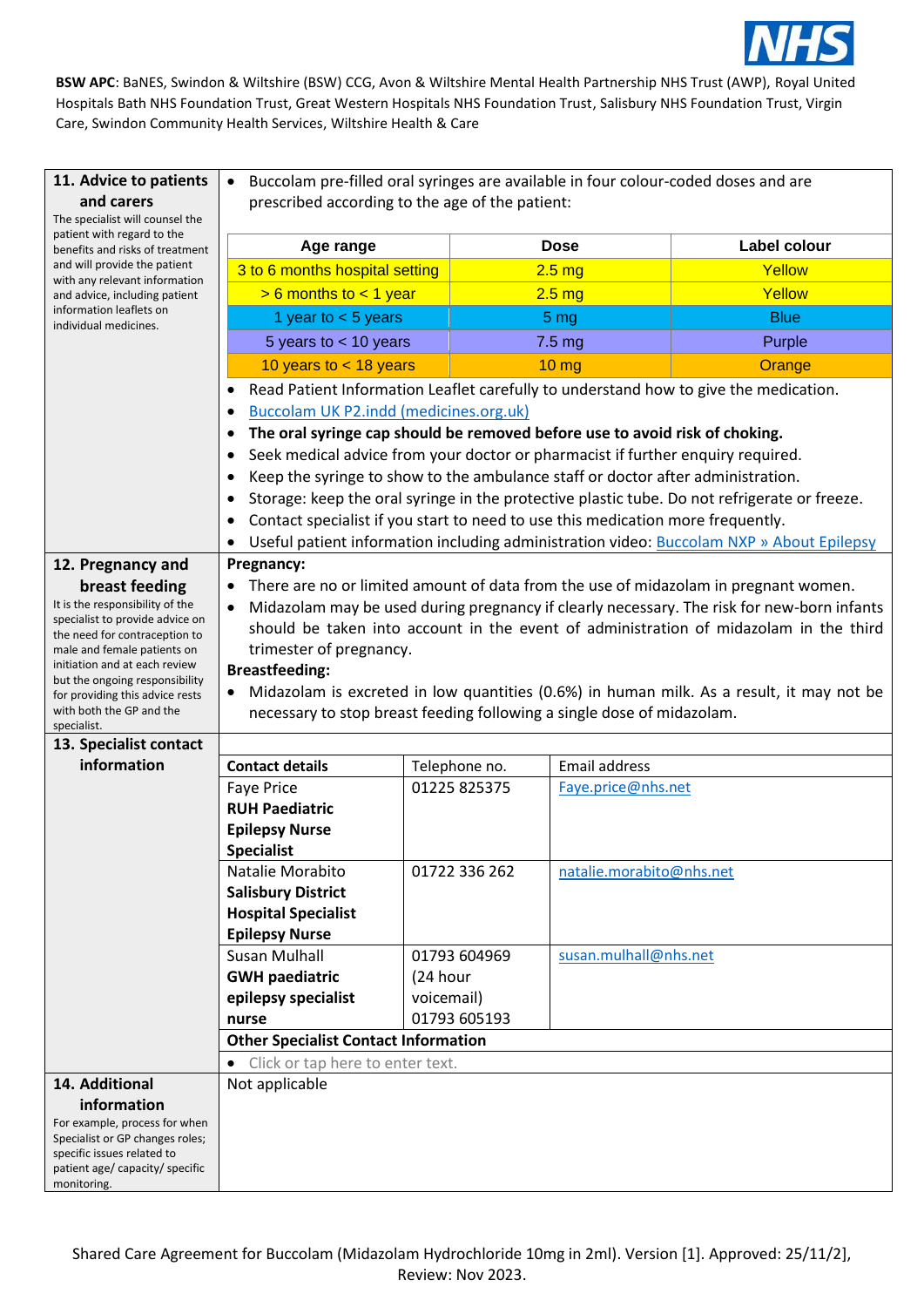**BSW APC**: BaNES, Swindon & Wiltshire (BSW) CCG, Avon & Wiltshire Mental Health Partnership NHS Trust (AWP), Royal United Hospitals Bath NHS Foundation Trust, Great Western Hospitals NHS Foundation Trust, Salisbury NHS Foundation Trust, Virgin Care, Swindon Community Health Services, Wiltshire Health & Care

## 11. Advice to patients and carers

The specialist will counsel the patient with regard to the benefits and risks of treatment and will provide the patient with any relevant information and advice, including patient information leaflets on individual medicines.

- Buccolam pre-filled oral syringes are available in four colour-coded doses and are prescribed according to the age of the patient:

| Age range | Dose | Label colour |
|---|---|---|
| 3 to 6 months hospital setting | 2.5 mg | Yellow |
| > 6 months to < 1 year | 2.5 mg | Yellow |
| 1 year to < 5 years | 5 mg | Blue |
| 5 years to < 10 years | 7.5 mg | Purple |
| 10 years to < 18 years | 10 mg | Orange |

- Read Patient Information Leaflet carefully to understand how to give the medication.
- Buccolam UK P2.indd (medicines.org.uk)
- **The oral syringe cap should be removed before use to avoid risk of choking.**
- Seek medical advice from your doctor or pharmacist if further enquiry required.
- Keep the syringe to show to the ambulance staff or doctor after administration.
- Storage: keep the oral syringe in the protective plastic tube. Do not refrigerate or freeze.
- Contact specialist if you start to need to use this medication more frequently.
- Useful patient information including administration video: Buccolam NXP » About Epilepsy

## 12. Pregnancy and breast feeding

It is the responsibility of the specialist to provide advice on the need for contraception to male and female patients on initiation and at each review but the ongoing responsibility for providing this advice rests with both the GP and the specialist.

**Pregnancy:**

- There are no or limited amount of data from the use of midazolam in pregnant women.
- Midazolam may be used during pregnancy if clearly necessary. The risk for new-born infants should be taken into account in the event of administration of midazolam in the third trimester of pregnancy.

**Breastfeeding:**

- Midazolam is excreted in low quantities (0.6%) in human milk. As a result, it may not be necessary to stop breast feeding following a single dose of midazolam.

## 13. Specialist contact information

| Contact details | Telephone no. | Email address |
|---|---|---|
| Faye Price **RUH Paediatric Epilepsy Nurse Specialist** | 01225 825375 | Faye.price@nhs.net |
| Natalie Morabito **Salisbury District Hospital Specialist Epilepsy Nurse** | 01722 336 262 | natalie.morabito@nhs.net |
| Susan Mulhall **GWH paediatric epilepsy specialist nurse** | 01793 604969 (24 hour voicemail) 01793 605193 | susan.mulhall@nhs.net |

**Other Specialist Contact Information**

- Click or tap here to enter text.

## 14. Additional information

For example, process for when Specialist or GP changes roles; specific issues related to patient age/ capacity/ specific monitoring.

Not applicable

Shared Care Agreement for Buccolam (Midazolam Hydrochloride 10mg in 2ml). Version [1]. Approved: 25/11/2], Review: Nov 2023.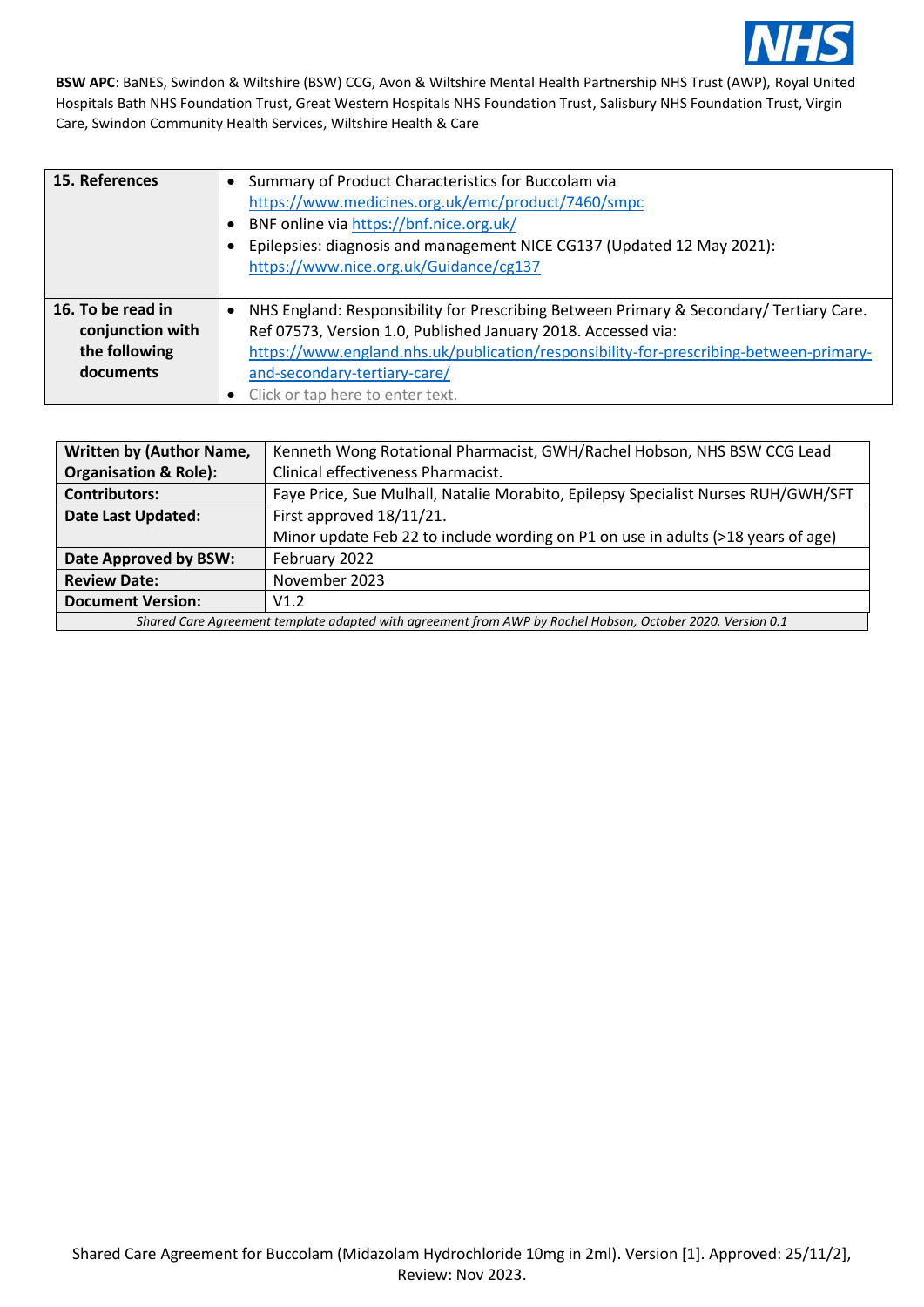| | |
|---|---|
| **15. References** | • Summary of Product Characteristics for Buccolam via https://www.medicines.org.uk/emc/product/7460/smpc<br>• BNF online via https://bnf.nice.org.uk/<br>• Epilepsies: diagnosis and management NICE CG137 (Updated 12 May 2021): https://www.nice.org.uk/Guidance/cg137 |
| **16. To be read in conjunction with the following documents** | • NHS England: Responsibility for Prescribing Between Primary & Secondary/ Tertiary Care. Ref 07573, Version 1.0, Published January 2018. Accessed via: https://www.england.nhs.uk/publication/responsibility-for-prescribing-between-primary-and-secondary-tertiary-care/<br>• Click or tap here to enter text. |

| | |
|---|---|
| **Written by (Author Name, Organisation & Role):** | Kenneth Wong Rotational Pharmacist, GWH/Rachel Hobson, NHS BSW CCG Lead Clinical effectiveness Pharmacist. |
| **Contributors:** | Faye Price, Sue Mulhall, Natalie Morabito, Epilepsy Specialist Nurses RUH/GWH/SFT |
| **Date Last Updated:** | First approved 18/11/21.<br>Minor update Feb 22 to include wording on P1 on use in adults (>18 years of age) |
| **Date Approved by BSW:** | February 2022 |
| **Review Date:** | November 2023 |
| **Document Version:** | V1.2 |

*Shared Care Agreement template adapted with agreement from AWP by Rachel Hobson, October 2020. Version 0.1*